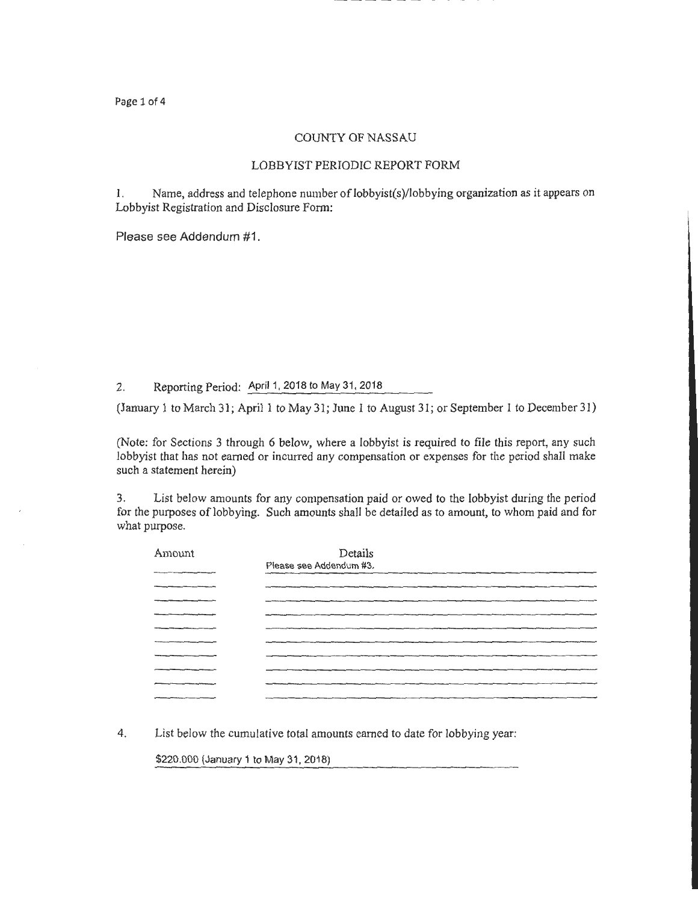# COUNTY OF NASSAU

## LOBBYIST PERIODIC REPORT FORM

1. Name, address and telephone number of lobbyist(s)/lobbying organization as it appears on Lobbyist Registration and Disclosure Form:

Please see Addendum #1.

2. Reporting Period: April 1, 2018 to May 31, 2018

(January 1 to March 31; April 1 to May 31; June 1 to August 31; or September 1 to December 31)

(Note: for Sections 3 through 6 below, where a lobbyist is required to file this report, any such lobbyist that has not earned or incurred any compensation or expenses for the period shall make such a statement herein)

3. List below amounts for any compensation paid or owed to the lobbyist during the period for the purposes of lobbying. Such amounts shall be detailed as to amount, to whom paid and for what purpose.

| Amount | Details |
|---|---|
| | Please see Addendum #3. |
| | |
| | |
| | |
| | |
| | |
| | |
| | |
| | |
| | |

4. List below the cumulative total amounts earned to date for lobbying year:

$220.000 (January 1 to May 31, 2018)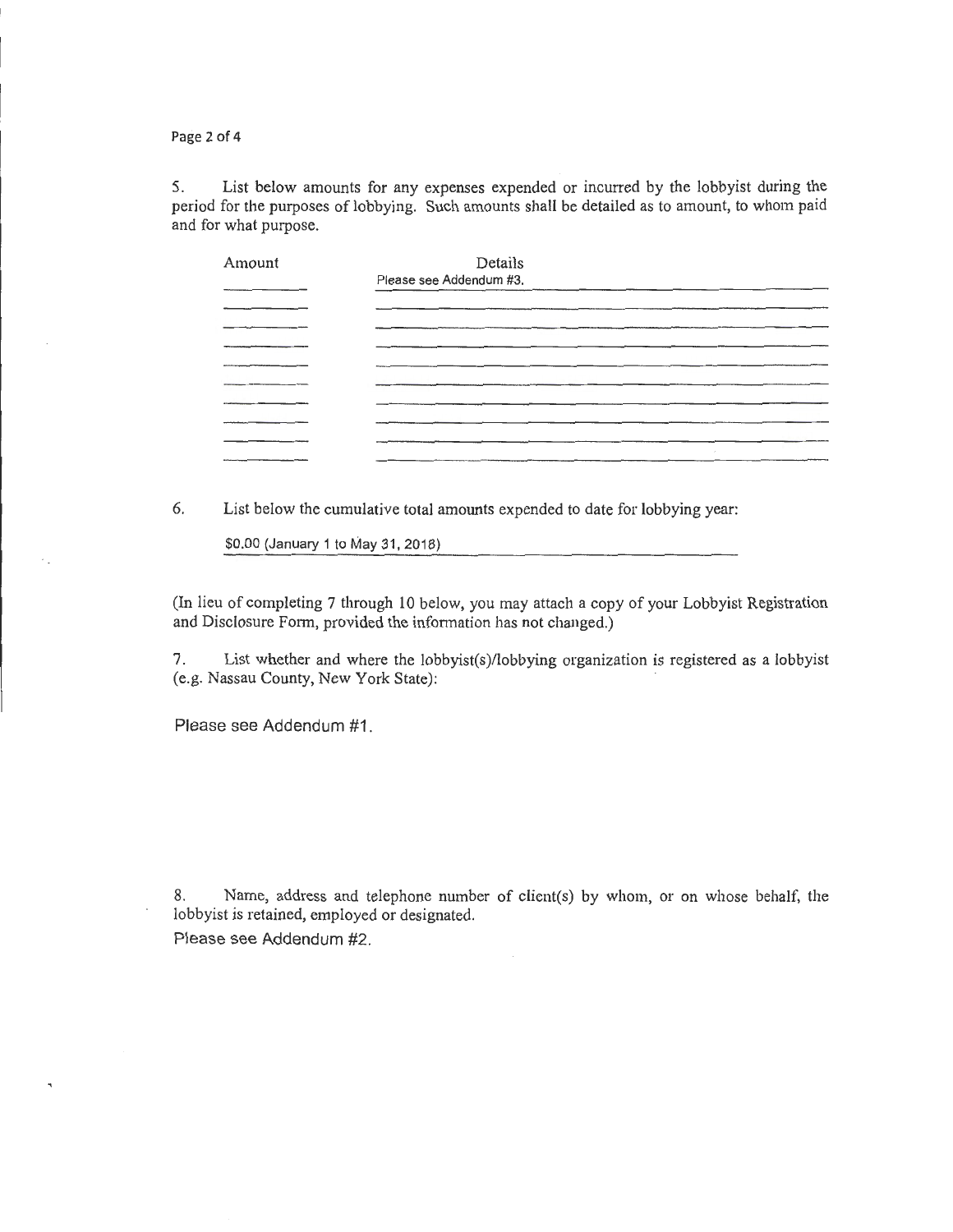5. List below amounts for any expenses expended or incurred by the lobbyist during the period for the purposes of lobbying. Such amounts shall be detailed as to amount, to whom paid and for what purpose.

| Amount | Details |
|---|---|
| | Please see Addendum #3. |
| | |
| | |
| | |
| | |
| | |
| | |
| | |
| | |
| | |

6. List below the cumulative total amounts expended to date for lobbying year:

$0.00 (January 1 to May 31, 2018)

(In lieu of completing 7 through 10 below, you may attach a copy of your Lobbyist Registration and Disclosure Form, provided the information has not changed.)

7. List whether and where the lobbyist(s)/lobbying organization is registered as a lobbyist (e.g. Nassau County, New York State):

Please see Addendum #1.

8. Name, address and telephone number of client(s) by whom, or on whose behalf, the lobbyist is retained, employed or designated.

Please see Addendum #2.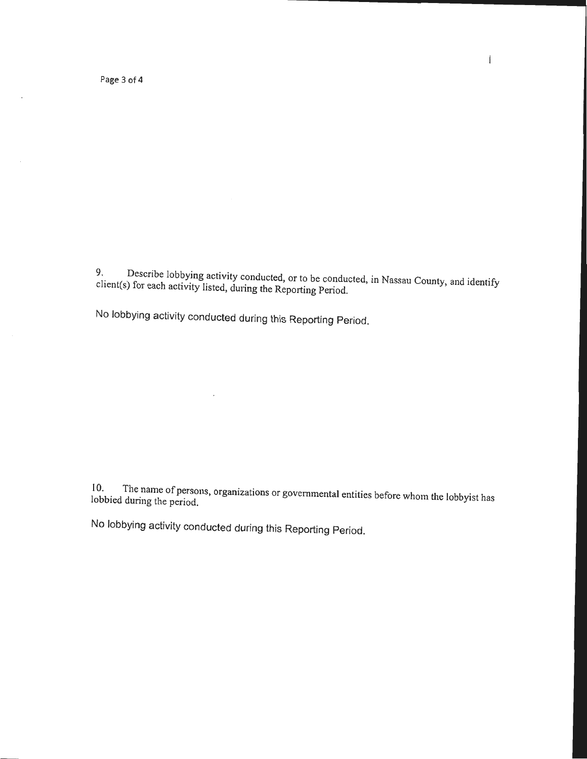9. Describe lobbying activity conducted, or to be conducted, in Nassau County, and identify client(s) for each activity listed, during the Reporting Period.

No lobbying activity conducted during this Reporting Period.

10. The name of persons, organizations or governmental entities before whom the lobbyist has lobbied during the period.

No lobbying activity conducted during this Reporting Period.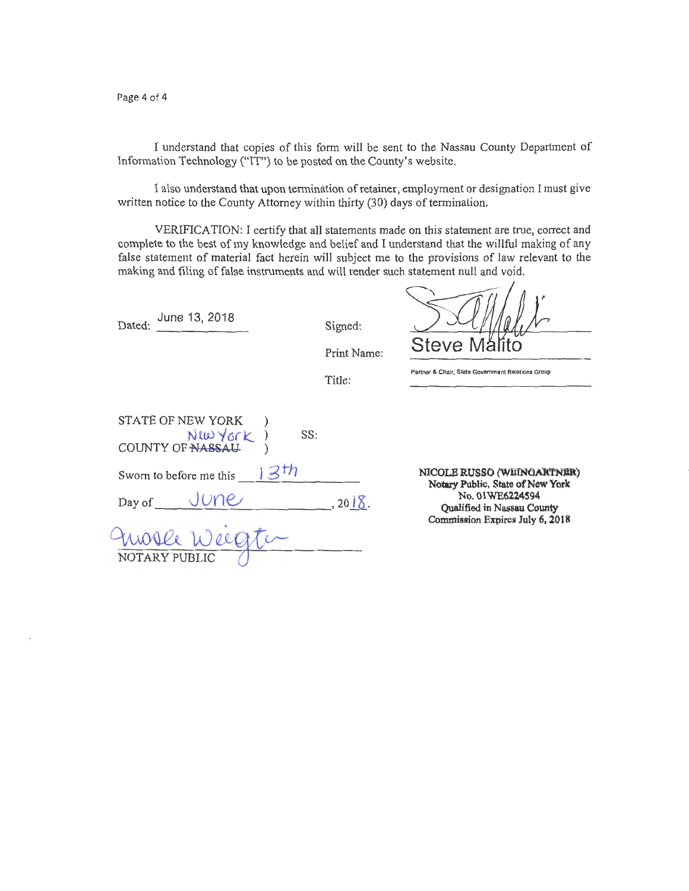I understand that copies of this form will be sent to the Nassau County Department of Information Technology ("IT") to be posted on the County's website.

I also understand that upon termination of retainer, employment or designation I must give written notice to the County Attorney within thirty (30) days of termination.

VERIFICATION: I certify that all statements made on this statement are true, correct and complete to the best of my knowledge and belief and I understand that the willful making of any false statement of material fact herein will subject me to the provisions of law relevant to the making and filing of false instruments and will render such statement null and void.

Dated: June 13, 2018

Signed: [signature]

Print Name: Steve Malito

Title: Partner & Chair, State Government Relations Group

STATE OF NEW YORK )
COUNTY OF ~~NASSAU~~ New York ) SS:

Sworn to before me this 13th

Day of June, 2018.

[signature]
NOTARY PUBLIC

**NICOLE RUSSO (WEINGARTNER)**
**Notary Public, State of New York**
**No. 01WE6224594**
**Qualified in Nassau County**
**Commission Expires July 6, 2018**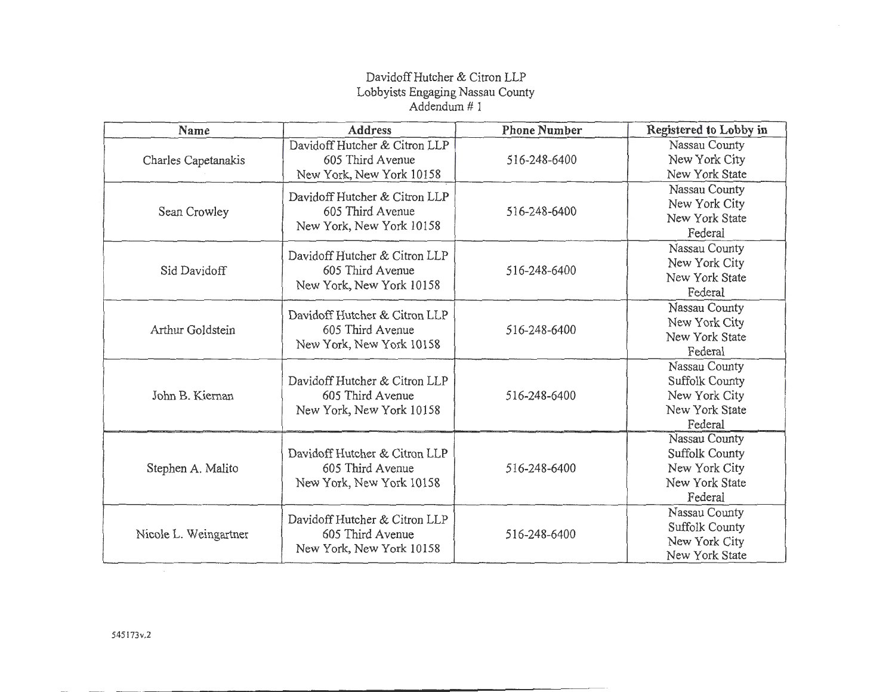Davidoff Hutcher & Citron LLP
Lobbyists Engaging Nassau County
Addendum # 1

| Name | Address | Phone Number | Registered to Lobby in |
|---|---|---|---|
| Charles Capetanakis | Davidoff Hutcher & Citron LLP<br>605 Third Avenue<br>New York, New York 10158 | 516-248-6400 | Nassau County<br>New York City<br>New York State |
| Sean Crowley | Davidoff Hutcher & Citron LLP<br>605 Third Avenue<br>New York, New York 10158 | 516-248-6400 | Nassau County<br>New York City<br>New York State<br>Federal |
| Sid Davidoff | Davidoff Hutcher & Citron LLP<br>605 Third Avenue<br>New York, New York 10158 | 516-248-6400 | Nassau County<br>New York City<br>New York State<br>Federal |
| Arthur Goldstein | Davidoff Hutcher & Citron LLP<br>605 Third Avenue<br>New York, New York 10158 | 516-248-6400 | Nassau County<br>New York City<br>New York State<br>Federal |
| John B. Kiernan | Davidoff Hutcher & Citron LLP<br>605 Third Avenue<br>New York, New York 10158 | 516-248-6400 | Nassau County<br>Suffolk County<br>New York City<br>New York State<br>Federal |
| Stephen A. Malito | Davidoff Hutcher & Citron LLP<br>605 Third Avenue<br>New York, New York 10158 | 516-248-6400 | Nassau County<br>Suffolk County<br>New York City<br>New York State<br>Federal |
| Nicole L. Weingartner | Davidoff Hutcher & Citron LLP<br>605 Third Avenue<br>New York, New York 10158 | 516-248-6400 | Nassau County<br>Suffolk County<br>New York City<br>New York State |

545173v.2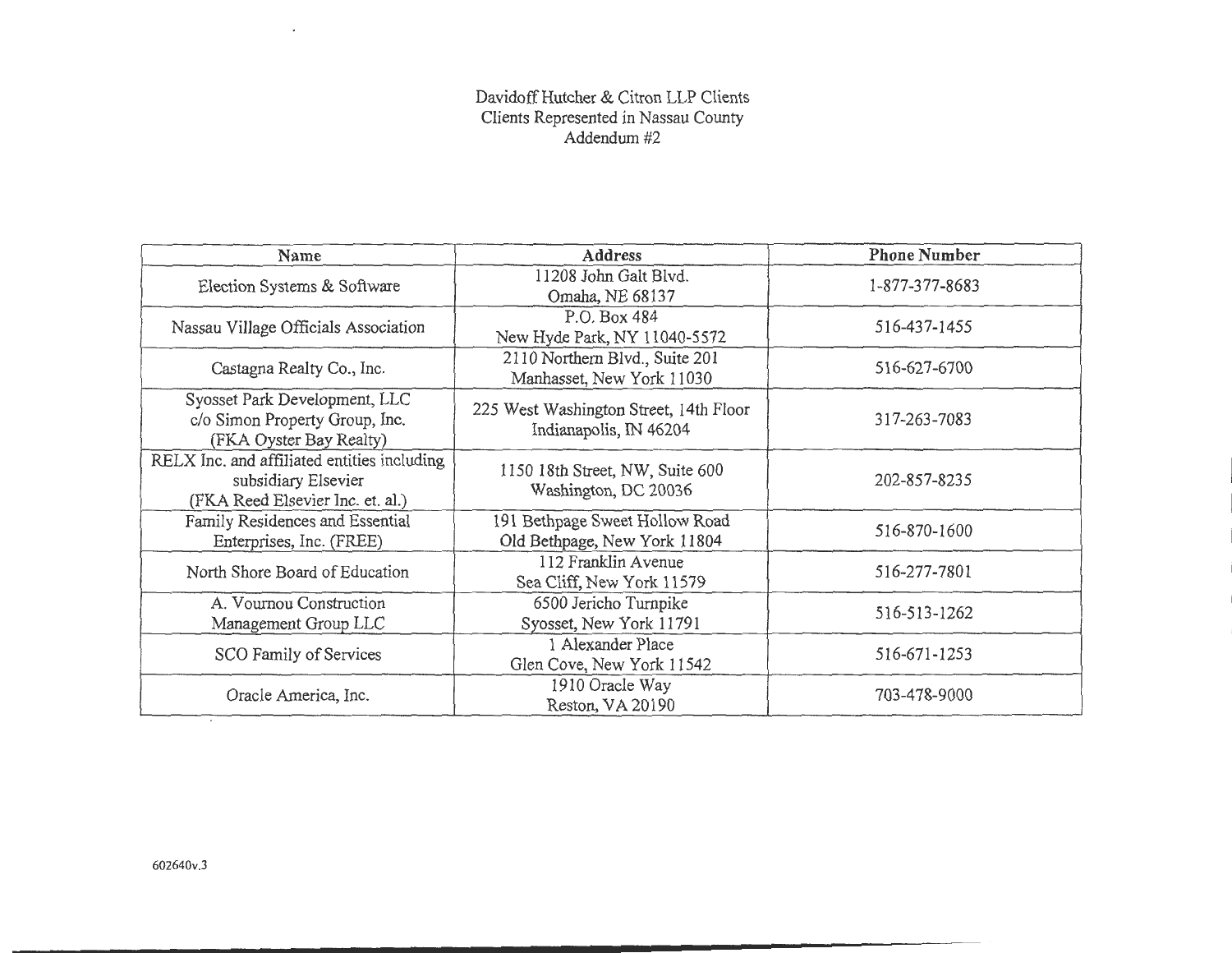# Davidoff Hutcher & Citron LLP Clients
## Clients Represented in Nassau County
### Addendum #2

| Name | Address | Phone Number |
|---|---|---|
| Election Systems & Software | 11208 John Galt Blvd. Omaha, NE 68137 | 1-877-377-8683 |
| Nassau Village Officials Association | P.O. Box 484 New Hyde Park, NY 11040-5572 | 516-437-1455 |
| Castagna Realty Co., Inc. | 2110 Northern Blvd., Suite 201 Manhasset, New York 11030 | 516-627-6700 |
| Syosset Park Development, LLC c/o Simon Property Group, Inc. (FKA Oyster Bay Realty) | 225 West Washington Street, 14th Floor Indianapolis, IN 46204 | 317-263-7083 |
| RELX Inc. and affiliated entities including subsidiary Elsevier (FKA Reed Elsevier Inc. et. al.) | 1150 18th Street, NW, Suite 600 Washington, DC 20036 | 202-857-8235 |
| Family Residences and Essential Enterprises, Inc. (FREE) | 191 Bethpage Sweet Hollow Road Old Bethpage, New York 11804 | 516-870-1600 |
| North Shore Board of Education | 112 Franklin Avenue Sea Cliff, New York 11579 | 516-277-7801 |
| A. Vournou Construction Management Group LLC | 6500 Jericho Turnpike Syosset, New York 11791 | 516-513-1262 |
| SCO Family of Services | 1 Alexander Place Glen Cove, New York 11542 | 516-671-1253 |
| Oracle America, Inc. | 1910 Oracle Way Reston, VA 20190 | 703-478-9000 |

602640v.3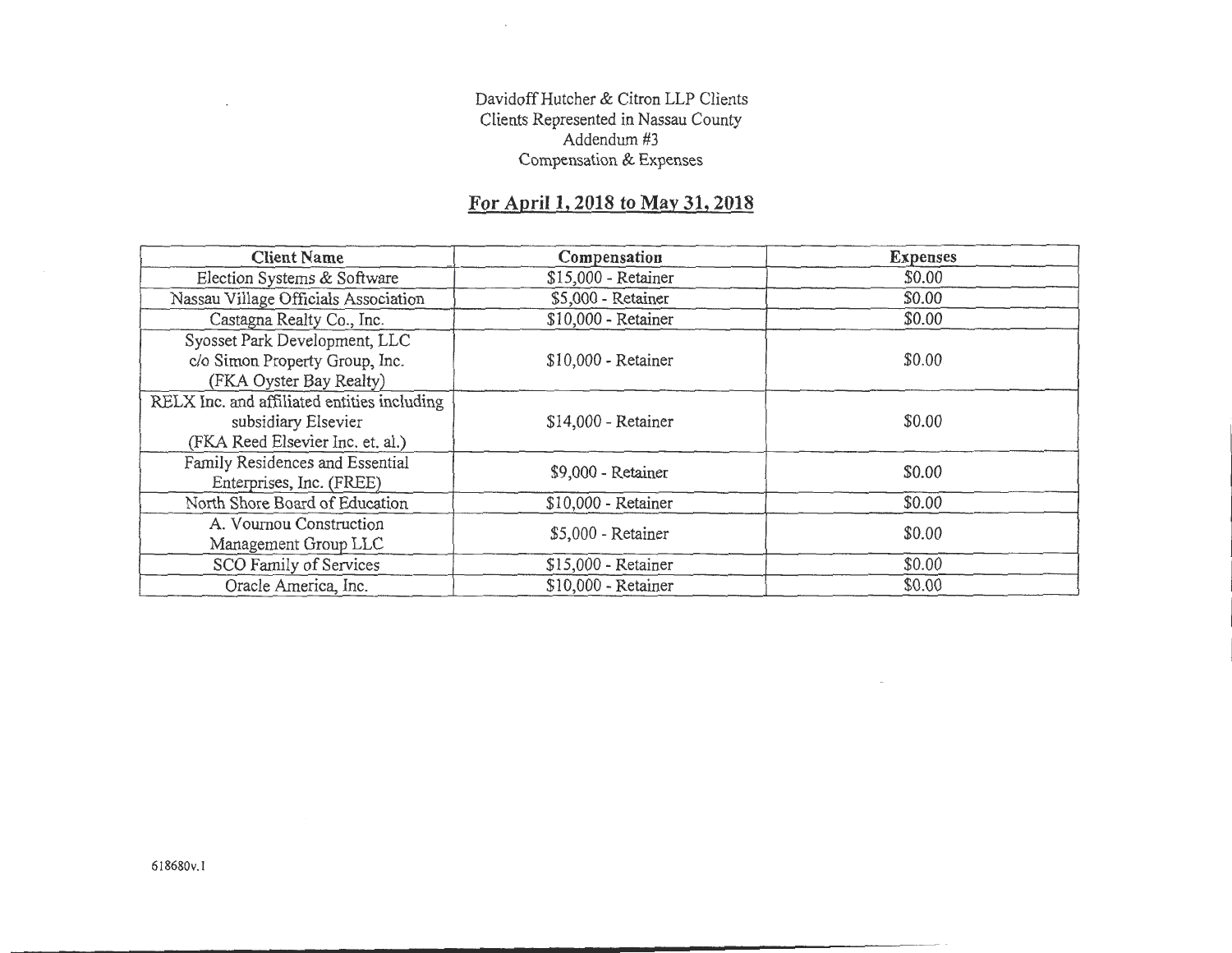Davidoff Hutcher & Citron LLP Clients
Clients Represented in Nassau County
Addendum #3
Compensation & Expenses

## For April 1, 2018 to May 31, 2018

| Client Name | Compensation | Expenses |
|---|---|---|
| Election Systems & Software | $15,000 - Retainer | $0.00 |
| Nassau Village Officials Association | $5,000 - Retainer | $0.00 |
| Castagna Realty Co., Inc. | $10,000 - Retainer | $0.00 |
| Syosset Park Development, LLC c/o Simon Property Group, Inc. (FKA Oyster Bay Realty) | $10,000 - Retainer | $0.00 |
| RELX Inc. and affiliated entities including subsidiary Elsevier (FKA Reed Elsevier Inc. et. al.) | $14,000 - Retainer | $0.00 |
| Family Residences and Essential Enterprises, Inc. (FREE) | $9,000 - Retainer | $0.00 |
| North Shore Board of Education | $10,000 - Retainer | $0.00 |
| A. Vournou Construction Management Group LLC | $5,000 - Retainer | $0.00 |
| SCO Family of Services | $15,000 - Retainer | $0.00 |
| Oracle America, Inc. | $10,000 - Retainer | $0.00 |

618680v.1